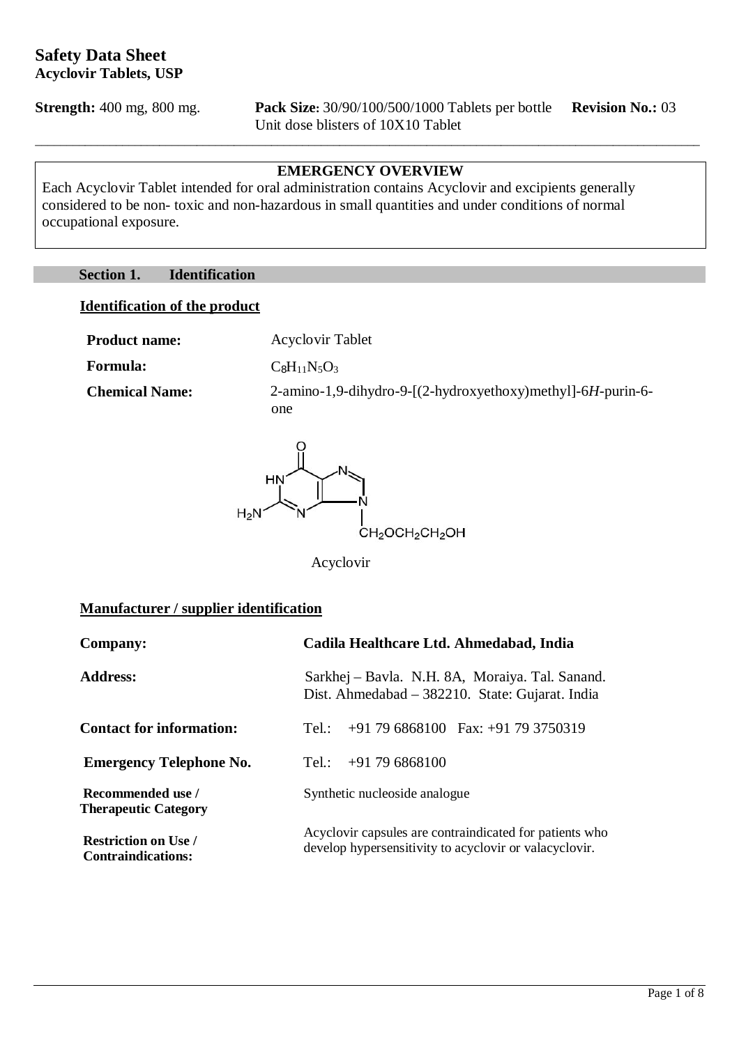# Safety Data Sheet
## Acyclovir Tablets, USP

**Strength:** 400 mg, 800 mg. **Pack Size:** 30/90/100/500/1000 Tablets per bottle Unit dose blisters of 10X10 Tablet **Revision No.:** 03

---

**EMERGENCY OVERVIEW**

Each Acyclovir Tablet intended for oral administration contains Acyclovir and excipients generally considered to be non- toxic and non-hazardous in small quantities and under conditions of normal occupational exposure.

## Section 1. Identification

**Identification of the product**

**Product name:** Acyclovir Tablet

**Formula:** $C_8H_{11}N_5O_3$

**Chemical Name:** 2-amino-1,9-dihydro-9-[(2-hydroxyethoxy)methyl]-6*H*-purin-6-one

Acyclovir

**Manufacturer / supplier identification**

| | |
|---|---|
| **Company:** | **Cadila Healthcare Ltd. Ahmedabad, India** |
| **Address:** | Sarkhej – Bavla. N.H. 8A, Moraiya. Tal. Sanand. Dist. Ahmedabad – 382210. State: Gujarat. India |
| **Contact for information:** | Tel.: +91 79 6868100 Fax: +91 79 3750319 |
| **Emergency Telephone No.** | Tel.: +91 79 6868100 |
| **Recommended use / Therapeutic Category** | Synthetic nucleoside analogue |
| **Restriction on Use / Contraindications:** | Acyclovir capsules are contraindicated for patients who develop hypersensitivity to acyclovir or valacyclovir. |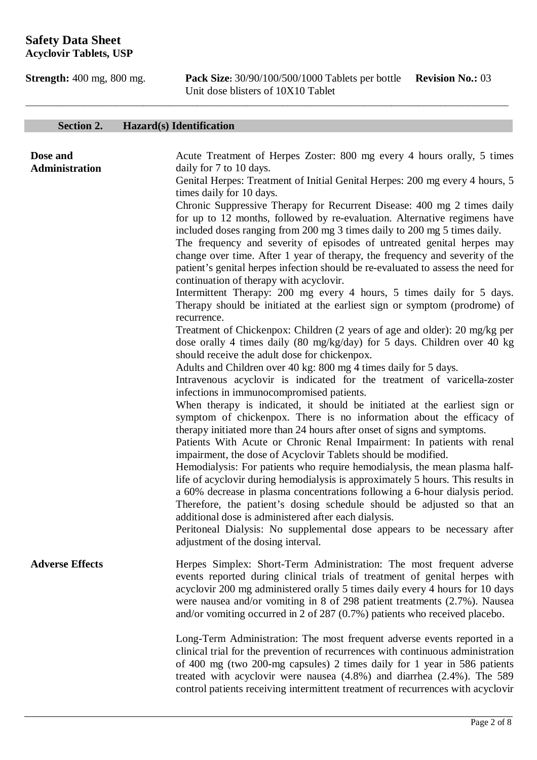## Safety Data Sheet
### Acyclovir Tablets, USP

**Strength:** 400 mg, 800 mg. **Pack Size:** 30/90/100/500/1000 Tablets per bottle Unit dose blisters of 10X10 Tablet **Revision No.:** 03

---

### Section 2. Hazard(s) Identification

**Dose and Administration**

Acute Treatment of Herpes Zoster: 800 mg every 4 hours orally, 5 times daily for 7 to 10 days.

Genital Herpes: Treatment of Initial Genital Herpes: 200 mg every 4 hours, 5 times daily for 10 days.

Chronic Suppressive Therapy for Recurrent Disease: 400 mg 2 times daily for up to 12 months, followed by re-evaluation. Alternative regimens have included doses ranging from 200 mg 3 times daily to 200 mg 5 times daily.

The frequency and severity of episodes of untreated genital herpes may change over time. After 1 year of therapy, the frequency and severity of the patient's genital herpes infection should be re-evaluated to assess the need for continuation of therapy with acyclovir.

Intermittent Therapy: 200 mg every 4 hours, 5 times daily for 5 days. Therapy should be initiated at the earliest sign or symptom (prodrome) of recurrence.

Treatment of Chickenpox: Children (2 years of age and older): 20 mg/kg per dose orally 4 times daily (80 mg/kg/day) for 5 days. Children over 40 kg should receive the adult dose for chickenpox.

Adults and Children over 40 kg: 800 mg 4 times daily for 5 days.

Intravenous acyclovir is indicated for the treatment of varicella-zoster infections in immunocompromised patients.

When therapy is indicated, it should be initiated at the earliest sign or symptom of chickenpox. There is no information about the efficacy of therapy initiated more than 24 hours after onset of signs and symptoms.

Patients With Acute or Chronic Renal Impairment: In patients with renal impairment, the dose of Acyclovir Tablets should be modified.

Hemodialysis: For patients who require hemodialysis, the mean plasma half-life of acyclovir during hemodialysis is approximately 5 hours. This results in a 60% decrease in plasma concentrations following a 6-hour dialysis period. Therefore, the patient's dosing schedule should be adjusted so that an additional dose is administered after each dialysis.

Peritoneal Dialysis: No supplemental dose appears to be necessary after adjustment of the dosing interval.

**Adverse Effects**

Herpes Simplex: Short-Term Administration: The most frequent adverse events reported during clinical trials of treatment of genital herpes with acyclovir 200 mg administered orally 5 times daily every 4 hours for 10 days were nausea and/or vomiting in 8 of 298 patient treatments (2.7%). Nausea and/or vomiting occurred in 2 of 287 (0.7%) patients who received placebo.

Long-Term Administration: The most frequent adverse events reported in a clinical trial for the prevention of recurrences with continuous administration of 400 mg (two 200-mg capsules) 2 times daily for 1 year in 586 patients treated with acyclovir were nausea (4.8%) and diarrhea (2.4%). The 589 control patients receiving intermittent treatment of recurrences with acyclovir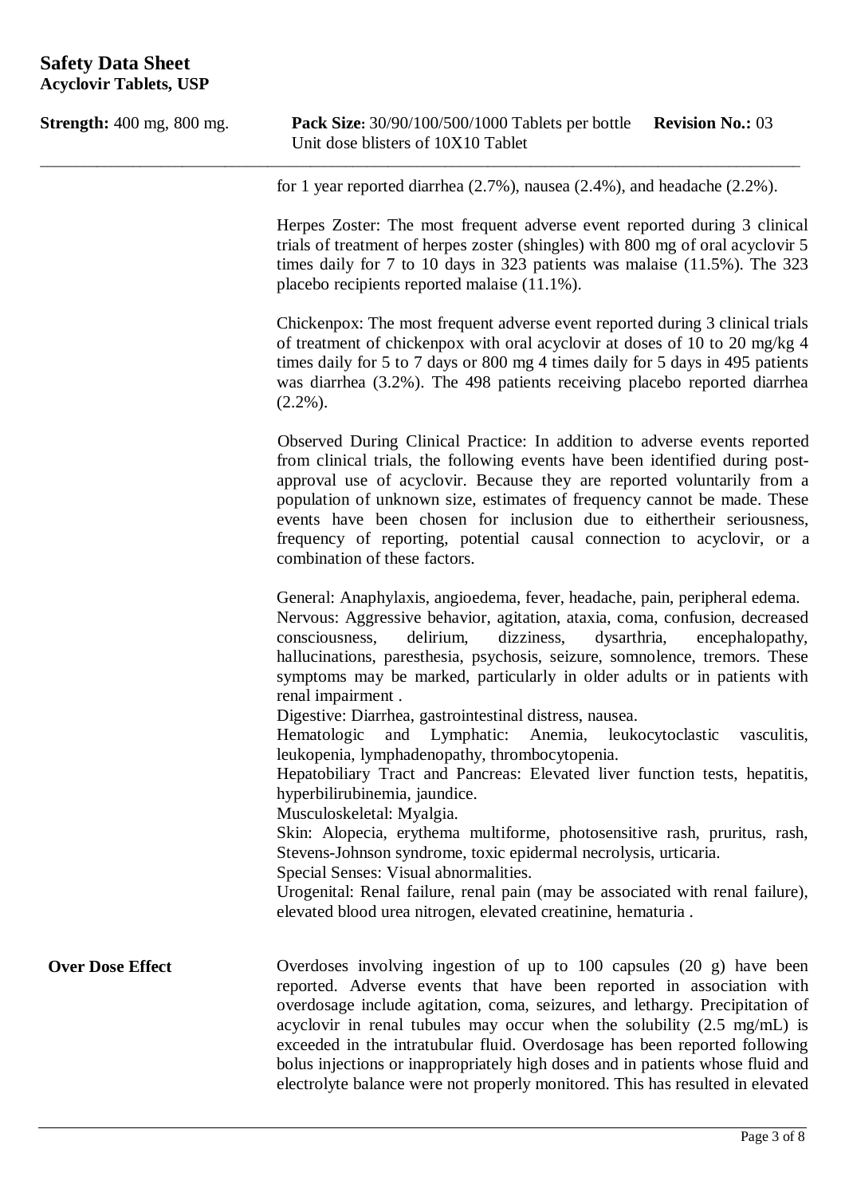for 1 year reported diarrhea (2.7%), nausea (2.4%), and headache (2.2%).

Herpes Zoster: The most frequent adverse event reported during 3 clinical trials of treatment of herpes zoster (shingles) with 800 mg of oral acyclovir 5 times daily for 7 to 10 days in 323 patients was malaise (11.5%). The 323 placebo recipients reported malaise (11.1%).

Chickenpox: The most frequent adverse event reported during 3 clinical trials of treatment of chickenpox with oral acyclovir at doses of 10 to 20 mg/kg 4 times daily for 5 to 7 days or 800 mg 4 times daily for 5 days in 495 patients was diarrhea (3.2%). The 498 patients receiving placebo reported diarrhea (2.2%).

Observed During Clinical Practice: In addition to adverse events reported from clinical trials, the following events have been identified during post-approval use of acyclovir. Because they are reported voluntarily from a population of unknown size, estimates of frequency cannot be made. These events have been chosen for inclusion due to eithertheir seriousness, frequency of reporting, potential causal connection to acyclovir, or a combination of these factors.

General: Anaphylaxis, angioedema, fever, headache, pain, peripheral edema.
Nervous: Aggressive behavior, agitation, ataxia, coma, confusion, decreased consciousness, delirium, dizziness, dysarthria, encephalopathy, hallucinations, paresthesia, psychosis, seizure, somnolence, tremors. These symptoms may be marked, particularly in older adults or in patients with renal impairment .
Digestive: Diarrhea, gastrointestinal distress, nausea.
Hematologic and Lymphatic: Anemia, leukocytoclastic vasculitis, leukopenia, lymphadenopathy, thrombocytopenia.
Hepatobiliary Tract and Pancreas: Elevated liver function tests, hepatitis, hyperbilirubinemia, jaundice.
Musculoskeletal: Myalgia.
Skin: Alopecia, erythema multiforme, photosensitive rash, pruritus, rash, Stevens-Johnson syndrome, toxic epidermal necrolysis, urticaria.
Special Senses: Visual abnormalities.
Urogenital: Renal failure, renal pain (may be associated with renal failure), elevated blood urea nitrogen, elevated creatinine, hematuria .

**Over Dose Effect**

Overdoses involving ingestion of up to 100 capsules (20 g) have been reported. Adverse events that have been reported in association with overdosage include agitation, coma, seizures, and lethargy. Precipitation of acyclovir in renal tubules may occur when the solubility (2.5 mg/mL) is exceeded in the intratubular fluid. Overdosage has been reported following bolus injections or inappropriately high doses and in patients whose fluid and electrolyte balance were not properly monitored. This has resulted in elevated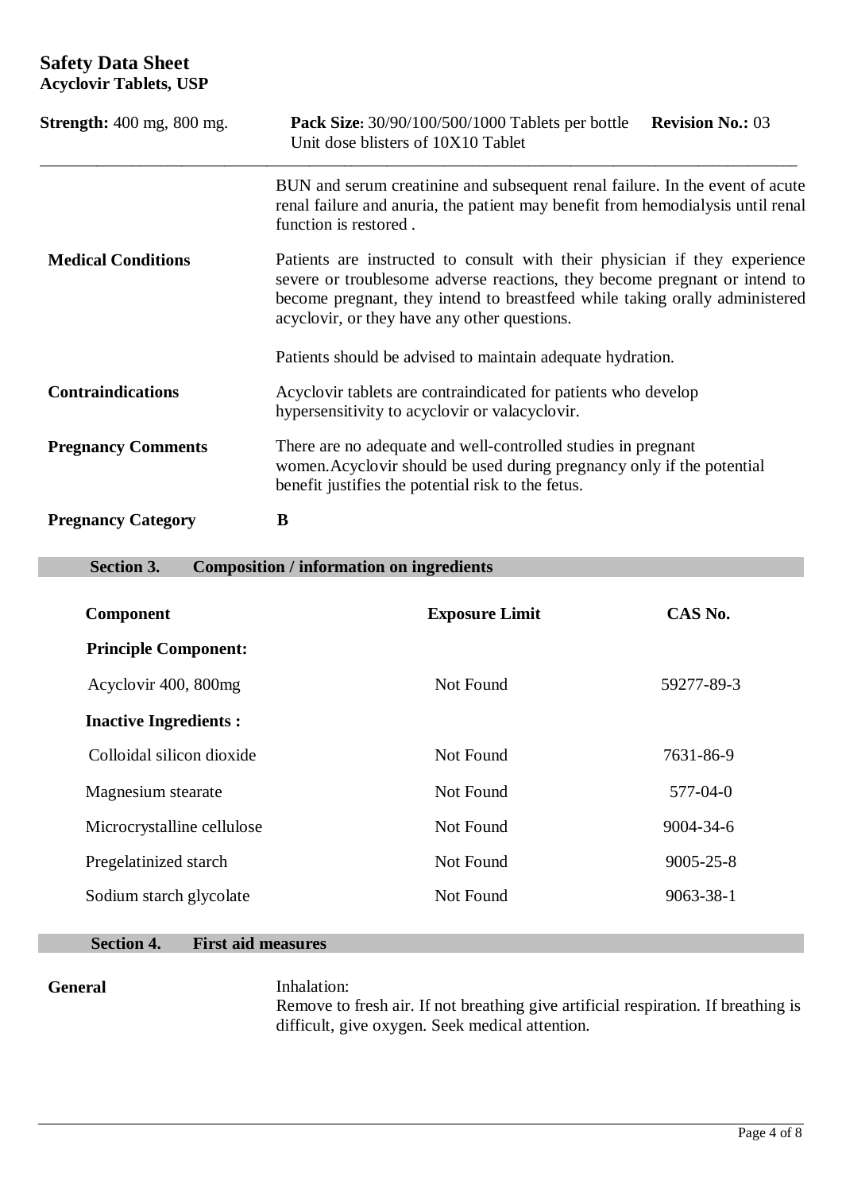| | |
|---|---|
| | BUN and serum creatinine and subsequent renal failure. In the event of acute renal failure and anuria, the patient may benefit from hemodialysis until renal function is restored . |
| **Medical Conditions** | Patients are instructed to consult with their physician if they experience severe or troublesome adverse reactions, they become pregnant or intend to become pregnant, they intend to breastfeed while taking orally administered acyclovir, or they have any other questions.<br><br>Patients should be advised to maintain adequate hydration. |
| **Contraindications** | Acyclovir tablets are contraindicated for patients who develop hypersensitivity to acyclovir or valacyclovir. |
| **Pregnancy Comments** | There are no adequate and well-controlled studies in pregnant women.Acyclovir should be used during pregnancy only if the potential benefit justifies the potential risk to the fetus. |
| **Pregnancy Category** | **B** |

## Section 3. Composition / information on ingredients

| Component | Exposure Limit | CAS No. |
|---|---|---|
| **Principle Component:** | | |
| Acyclovir 400, 800mg | Not Found | 59277-89-3 |
| **Inactive Ingredients :** | | |
| Colloidal silicon dioxide | Not Found | 7631-86-9 |
| Magnesium stearate | Not Found | 577-04-0 |
| Microcrystalline cellulose | Not Found | 9004-34-6 |
| Pregelatinized starch | Not Found | 9005-25-8 |
| Sodium starch glycolate | Not Found | 9063-38-1 |

## Section 4. First aid measures

**General**

Inhalation:
Remove to fresh air. If not breathing give artificial respiration. If breathing is difficult, give oxygen. Seek medical attention.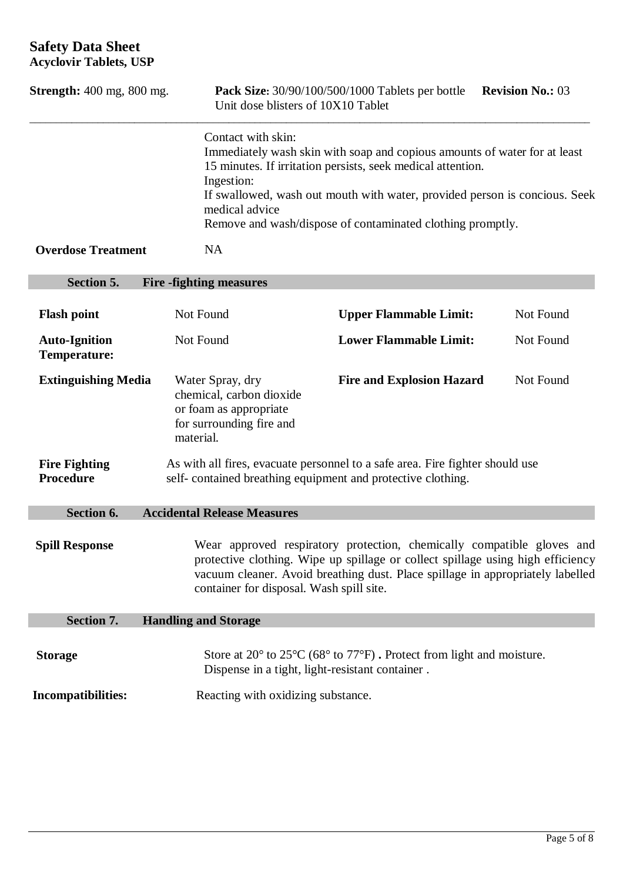Contact with skin:
Immediately wash skin with soap and copious amounts of water for at least 15 minutes. If irritation persists, seek medical attention.
Ingestion:
If swallowed, wash out mouth with water, provided person is concious. Seek medical advice
Remove and wash/dispose of contaminated clothing promptly.

**Overdose Treatment** NA

## Section 5. Fire -fighting measures

| | | | |
|---|---|---|---|
| **Flash point** | Not Found | **Upper Flammable Limit:** | Not Found |
| **Auto-Ignition Temperature:** | Not Found | **Lower Flammable Limit:** | Not Found |
| **Extinguishing Media** | Water Spray, dry chemical, carbon dioxide or foam as appropriate for surrounding fire and material. | **Fire and Explosion Hazard** | Not Found |

**Fire Fighting Procedure** As with all fires, evacuate personnel to a safe area. Fire fighter should use self- contained breathing equipment and protective clothing.

## Section 6. Accidental Release Measures

**Spill Response** Wear approved respiratory protection, chemically compatible gloves and protective clothing. Wipe up spillage or collect spillage using high efficiency vacuum cleaner. Avoid breathing dust. Place spillage in appropriately labelled container for disposal. Wash spill site.

## Section 7. Handling and Storage

**Storage** Store at 20° to 25°C (68° to 77°F) **.** Protect from light and moisture. Dispense in a tight, light-resistant container .

**Incompatibilities:** Reacting with oxidizing substance.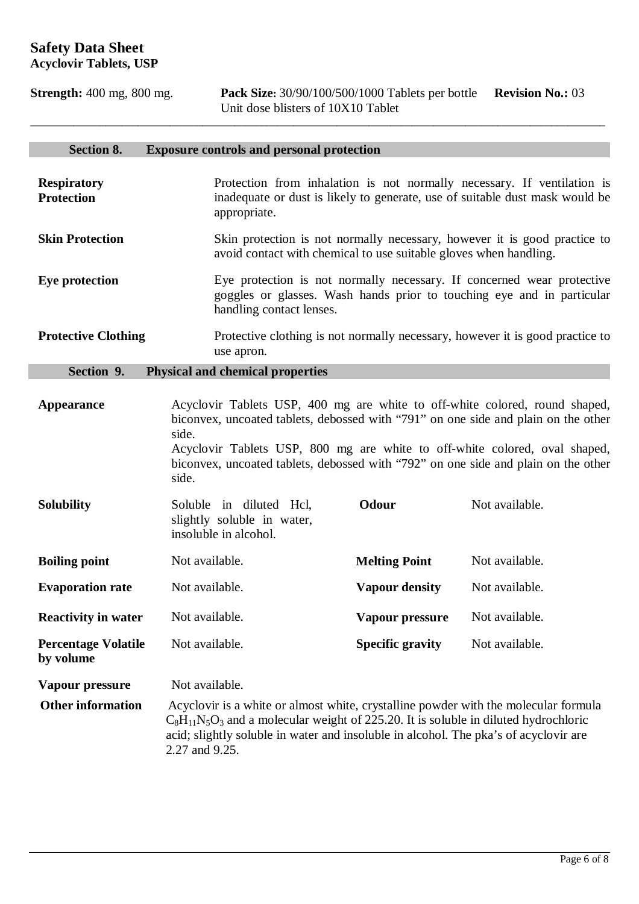# Safety Data Sheet
**Acyclovir Tablets, USP**

**Strength:** 400 mg, 800 mg. **Pack Size:** 30/90/100/500/1000 Tablets per bottle Unit dose blisters of 10X10 Tablet **Revision No.:** 03

## Section 8. Exposure controls and personal protection

| | |
|---|---|
| **Respiratory Protection** | Protection from inhalation is not normally necessary. If ventilation is inadequate or dust is likely to generate, use of suitable dust mask would be appropriate. |
| **Skin Protection** | Skin protection is not normally necessary, however it is good practice to avoid contact with chemical to use suitable gloves when handling. |
| **Eye protection** | Eye protection is not normally necessary. If concerned wear protective goggles or glasses. Wash hands prior to touching eye and in particular handling contact lenses. |
| **Protective Clothing** | Protective clothing is not normally necessary, however it is good practice to use apron. |

## Section 9. Physical and chemical properties

**Appearance**

Acyclovir Tablets USP, 400 mg are white to off-white colored, round shaped, biconvex, uncoated tablets, debossed with "791" on one side and plain on the other side.

Acyclovir Tablets USP, 800 mg are white to off-white colored, oval shaped, biconvex, uncoated tablets, debossed with "792" on one side and plain on the other side.

| | | | |
|---|---|---|---|
| **Solubility** | Soluble in diluted Hcl, slightly soluble in water, insoluble in alcohol. | **Odour** | Not available. |
| **Boiling point** | Not available. | **Melting Point** | Not available. |
| **Evaporation rate** | Not available. | **Vapour density** | Not available. |
| **Reactivity in water** | Not available. | **Vapour pressure** | Not available. |
| **Percentage Volatile by volume** | Not available. | **Specific gravity** | Not available. |
| **Vapour pressure** | Not available. | | |

**Other information**

Acyclovir is a white or almost white, crystalline powder with the molecular formula $C_8H_{11}N_5O_3$ and a molecular weight of 225.20. It is soluble in diluted hydrochloric acid; slightly soluble in water and insoluble in alcohol. The pka's of acyclovir are 2.27 and 9.25.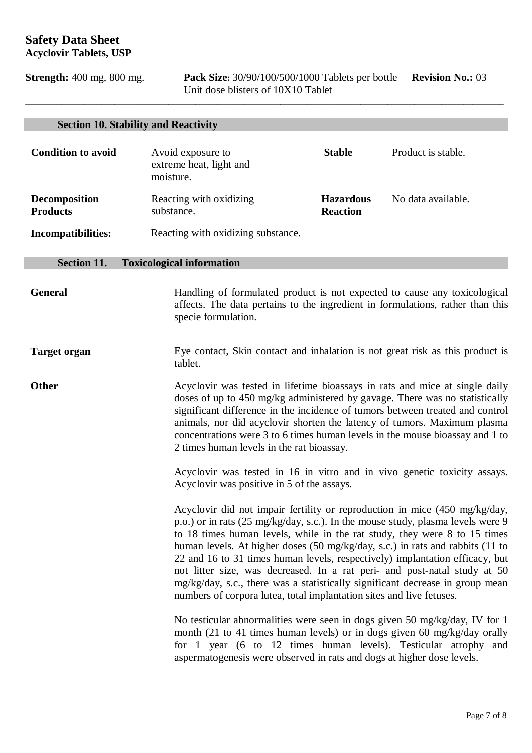## Safety Data Sheet
**Acyclovir Tablets, USP**

**Strength:** 400 mg, 800 mg. **Pack Size:** 30/90/100/500/1000 Tablets per bottle Unit dose blisters of 10X10 Tablet **Revision No.:** 03

### Section 10. Stability and Reactivity

| | | | |
|---|---|---|---|
| **Condition to avoid** | Avoid exposure to extreme heat, light and moisture. | **Stable** | Product is stable. |
| **Decomposition Products** | Reacting with oxidizing substance. | **Hazardous Reaction** | No data available. |
| **Incompatibilities:** | Reacting with oxidizing substance. | | |

### Section 11. Toxicological information

**General**

Handling of formulated product is not expected to cause any toxicological affects. The data pertains to the ingredient in formulations, rather than this specie formulation.

**Target organ**

Eye contact, Skin contact and inhalation is not great risk as this product is tablet.

**Other**

Acyclovir was tested in lifetime bioassays in rats and mice at single daily doses of up to 450 mg/kg administered by gavage. There was no statistically significant difference in the incidence of tumors between treated and control animals, nor did acyclovir shorten the latency of tumors. Maximum plasma concentrations were 3 to 6 times human levels in the mouse bioassay and 1 to 2 times human levels in the rat bioassay.

Acyclovir was tested in 16 in vitro and in vivo genetic toxicity assays. Acyclovir was positive in 5 of the assays.

Acyclovir did not impair fertility or reproduction in mice (450 mg/kg/day, p.o.) or in rats (25 mg/kg/day, s.c.). In the mouse study, plasma levels were 9 to 18 times human levels, while in the rat study, they were 8 to 15 times human levels. At higher doses (50 mg/kg/day, s.c.) in rats and rabbits (11 to 22 and 16 to 31 times human levels, respectively) implantation efficacy, but not litter size, was decreased. In a rat peri- and post-natal study at 50 mg/kg/day, s.c., there was a statistically significant decrease in group mean numbers of corpora lutea, total implantation sites and live fetuses.

No testicular abnormalities were seen in dogs given 50 mg/kg/day, IV for 1 month (21 to 41 times human levels) or in dogs given 60 mg/kg/day orally for 1 year (6 to 12 times human levels). Testicular atrophy and aspermatogenesis were observed in rats and dogs at higher dose levels.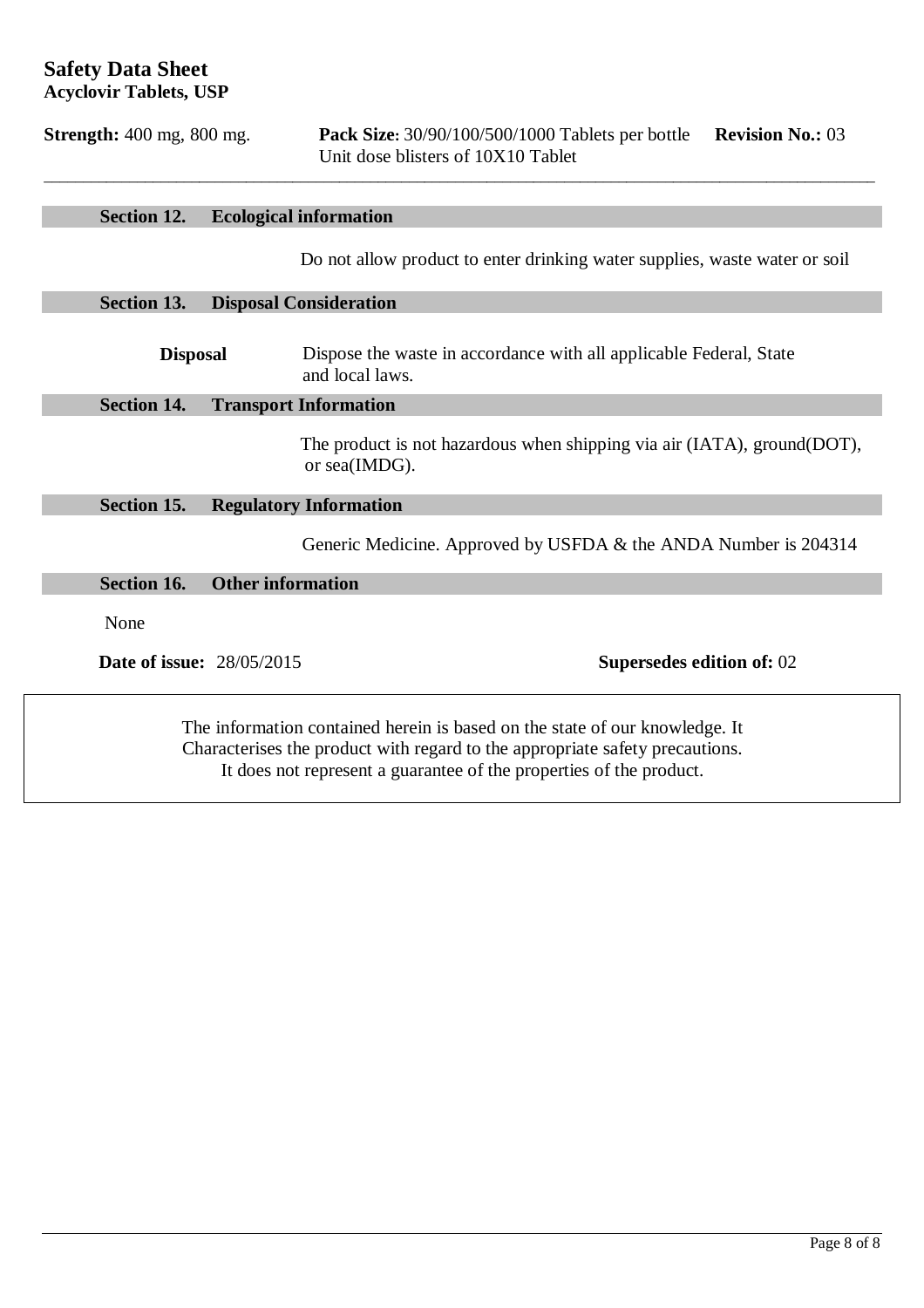**Strength:** 400 mg, 800 mg. **Pack Size:** 30/90/100/500/1000 Tablets per bottle Unit dose blisters of 10X10 Tablet **Revision No.:** 03

## Section 12. Ecological information

Do not allow product to enter drinking water supplies, waste water or soil

## Section 13. Disposal Consideration

**Disposal** Dispose the waste in accordance with all applicable Federal, State and local laws.

## Section 14. Transport Information

The product is not hazardous when shipping via air (IATA), ground(DOT), or sea(IMDG).

## Section 15. Regulatory Information

Generic Medicine. Approved by USFDA & the ANDA Number is 204314

## Section 16. Other information

None

**Date of issue:** 28/05/2015 **Supersedes edition of:** 02

The information contained herein is based on the state of our knowledge. It Characterises the product with regard to the appropriate safety precautions. It does not represent a guarantee of the properties of the product.